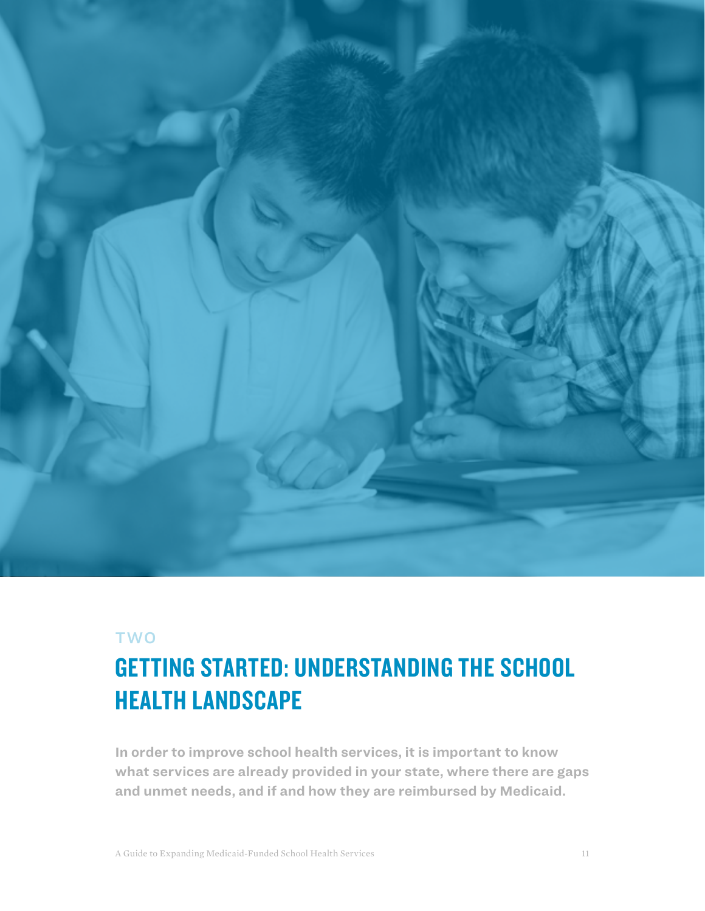TWO

# GETTING STARTED: UNDERSTANDING THE SCHOOL HEALTH LANDSCAPE

**In order to improve school health services, it is important to know what services are already provided in your state, where there are gaps and unmet needs, and if and how they are reimbursed by Medicaid.**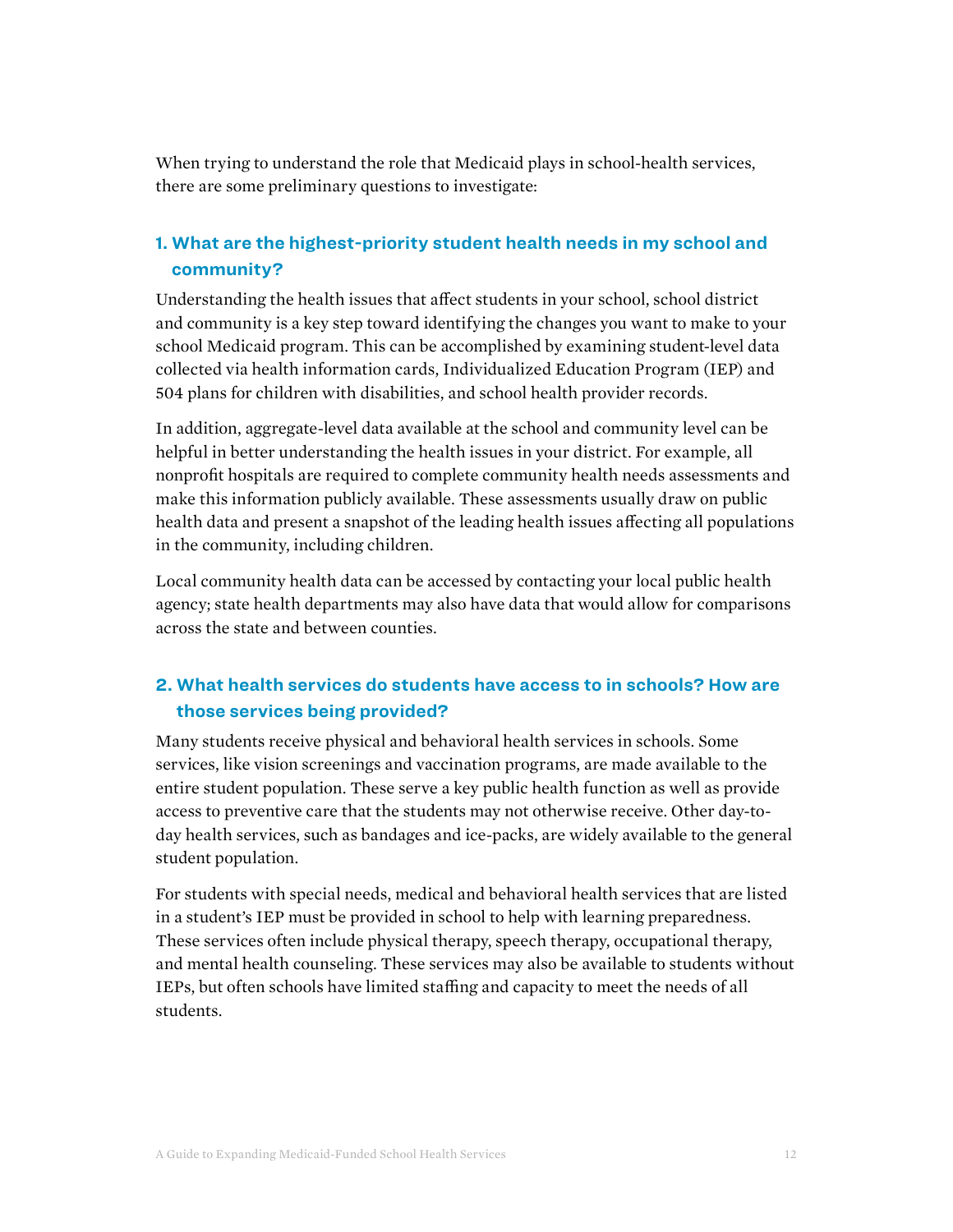When trying to understand the role that Medicaid plays in school-health services, there are some preliminary questions to investigate:

### 1. What are the highest-priority student health needs in my school and community?

Understanding the health issues that affect students in your school, school district and community is a key step toward identifying the changes you want to make to your school Medicaid program. This can be accomplished by examining student-level data collected via health information cards, Individualized Education Program (IEP) and 504 plans for children with disabilities, and school health provider records.

In addition, aggregate-level data available at the school and community level can be helpful in better understanding the health issues in your district. For example, all nonprofit hospitals are required to complete community health needs assessments and make this information publicly available. These assessments usually draw on public health data and present a snapshot of the leading health issues affecting all populations in the community, including children.

Local community health data can be accessed by contacting your local public health agency; state health departments may also have data that would allow for comparisons across the state and between counties.

### 2. What health services do students have access to in schools? How are those services being provided?

Many students receive physical and behavioral health services in schools. Some services, like vision screenings and vaccination programs, are made available to the entire student population. These serve a key public health function as well as provide access to preventive care that the students may not otherwise receive. Other day-to-day health services, such as bandages and ice-packs, are widely available to the general student population.

For students with special needs, medical and behavioral health services that are listed in a student's IEP must be provided in school to help with learning preparedness. These services often include physical therapy, speech therapy, occupational therapy, and mental health counseling. These services may also be available to students without IEPs, but often schools have limited staffing and capacity to meet the needs of all students.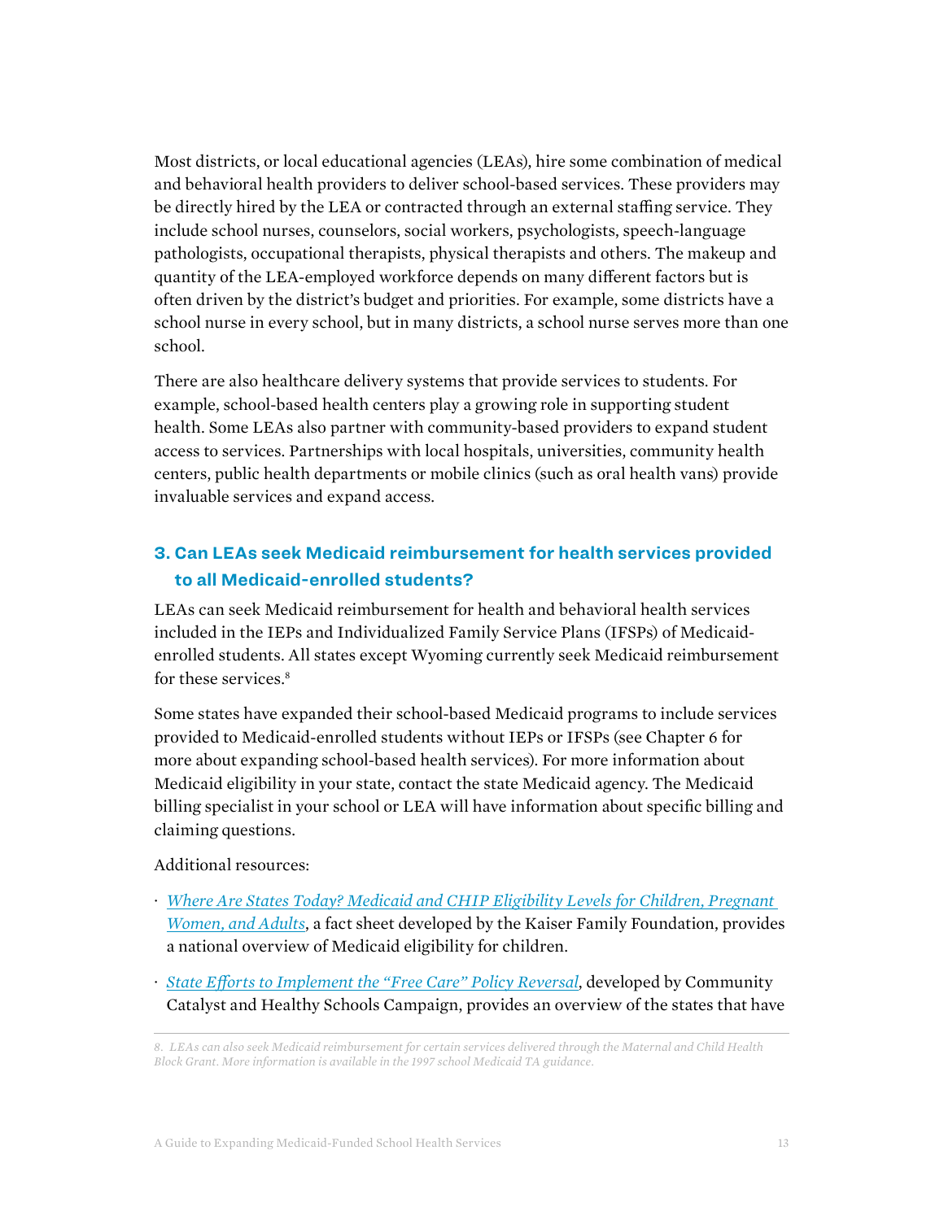Most districts, or local educational agencies (LEAs), hire some combination of medical and behavioral health providers to deliver school-based services. These providers may be directly hired by the LEA or contracted through an external staffing service. They include school nurses, counselors, social workers, psychologists, speech-language pathologists, occupational therapists, physical therapists and others. The makeup and quantity of the LEA-employed workforce depends on many different factors but is often driven by the district's budget and priorities. For example, some districts have a school nurse in every school, but in many districts, a school nurse serves more than one school.

There are also healthcare delivery systems that provide services to students. For example, school-based health centers play a growing role in supporting student health. Some LEAs also partner with community-based providers to expand student access to services. Partnerships with local hospitals, universities, community health centers, public health departments or mobile clinics (such as oral health vans) provide invaluable services and expand access.

### 3. Can LEAs seek Medicaid reimbursement for health services provided to all Medicaid-enrolled students?

LEAs can seek Medicaid reimbursement for health and behavioral health services included in the IEPs and Individualized Family Service Plans (IFSPs) of Medicaid-enrolled students. All states except Wyoming currently seek Medicaid reimbursement for these services.[8]

Some states have expanded their school-based Medicaid programs to include services provided to Medicaid-enrolled students without IEPs or IFSPs (see Chapter 6 for more about expanding school-based health services). For more information about Medicaid eligibility in your state, contact the state Medicaid agency. The Medicaid billing specialist in your school or LEA will have information about specific billing and claiming questions.

Additional resources:

- *Where Are States Today? Medicaid and CHIP Eligibility Levels for Children, Pregnant Women, and Adults*, a fact sheet developed by the Kaiser Family Foundation, provides a national overview of Medicaid eligibility for children.
- *State Efforts to Implement the "Free Care" Policy Reversal*, developed by Community Catalyst and Healthy Schools Campaign, provides an overview of the states that have

*8. LEAs can also seek Medicaid reimbursement for certain services delivered through the Maternal and Child Health Block Grant. More information is available in the 1997 school Medicaid TA guidance.*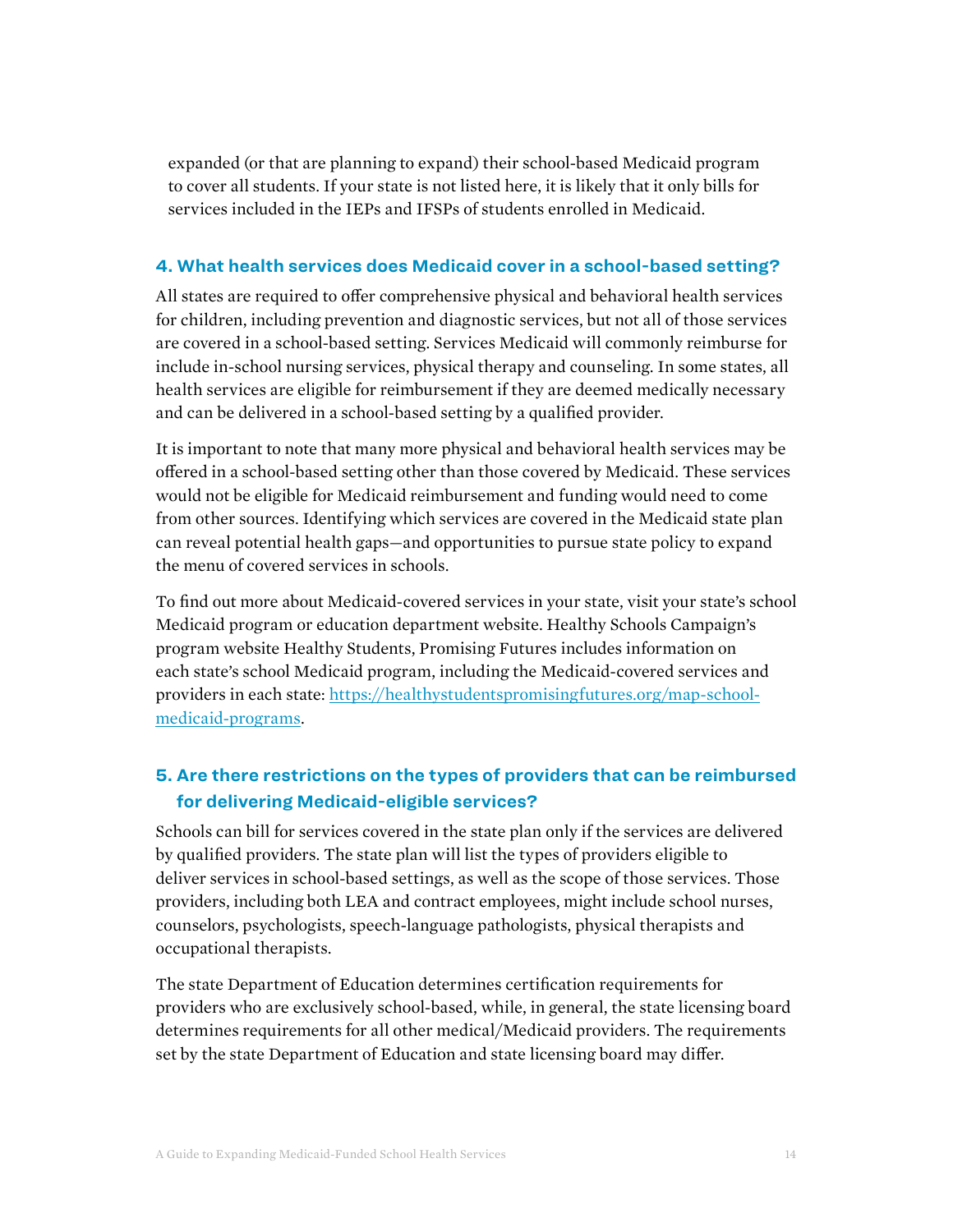expanded (or that are planning to expand) their school-based Medicaid program to cover all students. If your state is not listed here, it is likely that it only bills for services included in the IEPs and IFSPs of students enrolled in Medicaid.

### 4. What health services does Medicaid cover in a school-based setting?

All states are required to offer comprehensive physical and behavioral health services for children, including prevention and diagnostic services, but not all of those services are covered in a school-based setting. Services Medicaid will commonly reimburse for include in-school nursing services, physical therapy and counseling. In some states, all health services are eligible for reimbursement if they are deemed medically necessary and can be delivered in a school-based setting by a qualified provider.

It is important to note that many more physical and behavioral health services may be offered in a school-based setting other than those covered by Medicaid. These services would not be eligible for Medicaid reimbursement and funding would need to come from other sources. Identifying which services are covered in the Medicaid state plan can reveal potential health gaps—and opportunities to pursue state policy to expand the menu of covered services in schools.

To find out more about Medicaid-covered services in your state, visit your state's school Medicaid program or education department website. Healthy Schools Campaign's program website Healthy Students, Promising Futures includes information on each state's school Medicaid program, including the Medicaid-covered services and providers in each state: [https://healthystudentspromisingfutures.org/map-school-medicaid-programs](https://healthystudentspromisingfutures.org/map-school-medicaid-programs).

### 5. Are there restrictions on the types of providers that can be reimbursed for delivering Medicaid-eligible services?

Schools can bill for services covered in the state plan only if the services are delivered by qualified providers. The state plan will list the types of providers eligible to deliver services in school-based settings, as well as the scope of those services. Those providers, including both LEA and contract employees, might include school nurses, counselors, psychologists, speech-language pathologists, physical therapists and occupational therapists.

The state Department of Education determines certification requirements for providers who are exclusively school-based, while, in general, the state licensing board determines requirements for all other medical/Medicaid providers. The requirements set by the state Department of Education and state licensing board may differ.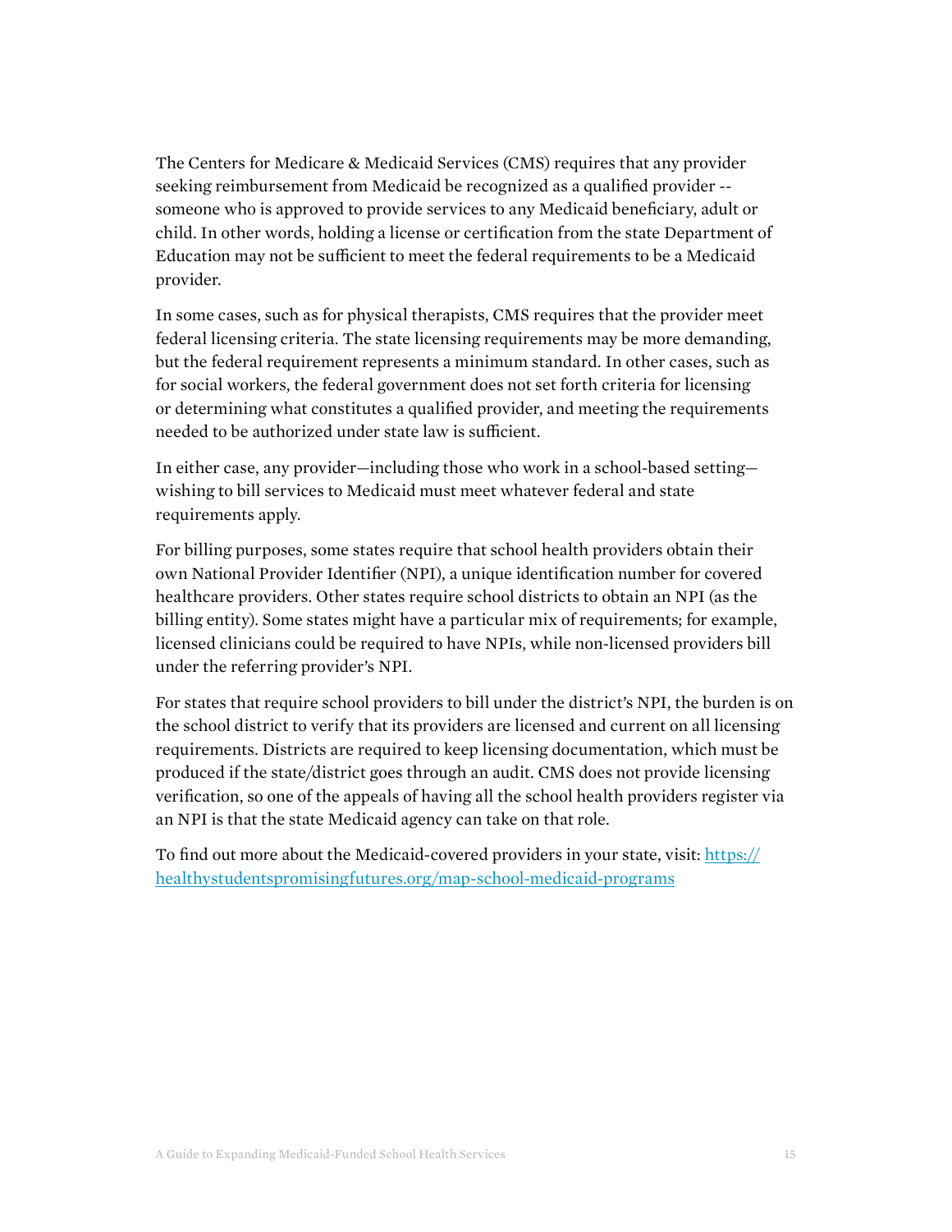The Centers for Medicare & Medicaid Services (CMS) requires that any provider seeking reimbursement from Medicaid be recognized as a qualified provider -- someone who is approved to provide services to any Medicaid beneficiary, adult or child. In other words, holding a license or certification from the state Department of Education may not be sufficient to meet the federal requirements to be a Medicaid provider.

In some cases, such as for physical therapists, CMS requires that the provider meet federal licensing criteria. The state licensing requirements may be more demanding, but the federal requirement represents a minimum standard. In other cases, such as for social workers, the federal government does not set forth criteria for licensing or determining what constitutes a qualified provider, and meeting the requirements needed to be authorized under state law is sufficient.

In either case, any provider—including those who work in a school-based setting—wishing to bill services to Medicaid must meet whatever federal and state requirements apply.

For billing purposes, some states require that school health providers obtain their own National Provider Identifier (NPI), a unique identification number for covered healthcare providers. Other states require school districts to obtain an NPI (as the billing entity). Some states might have a particular mix of requirements; for example, licensed clinicians could be required to have NPIs, while non-licensed providers bill under the referring provider's NPI.

For states that require school providers to bill under the district's NPI, the burden is on the school district to verify that its providers are licensed and current on all licensing requirements. Districts are required to keep licensing documentation, which must be produced if the state/district goes through an audit. CMS does not provide licensing verification, so one of the appeals of having all the school health providers register via an NPI is that the state Medicaid agency can take on that role.

To find out more about the Medicaid-covered providers in your state, visit: [https://healthystudentspromisingfutures.org/map-school-medicaid-programs](https://healthystudentspromisingfutures.org/map-school-medicaid-programs)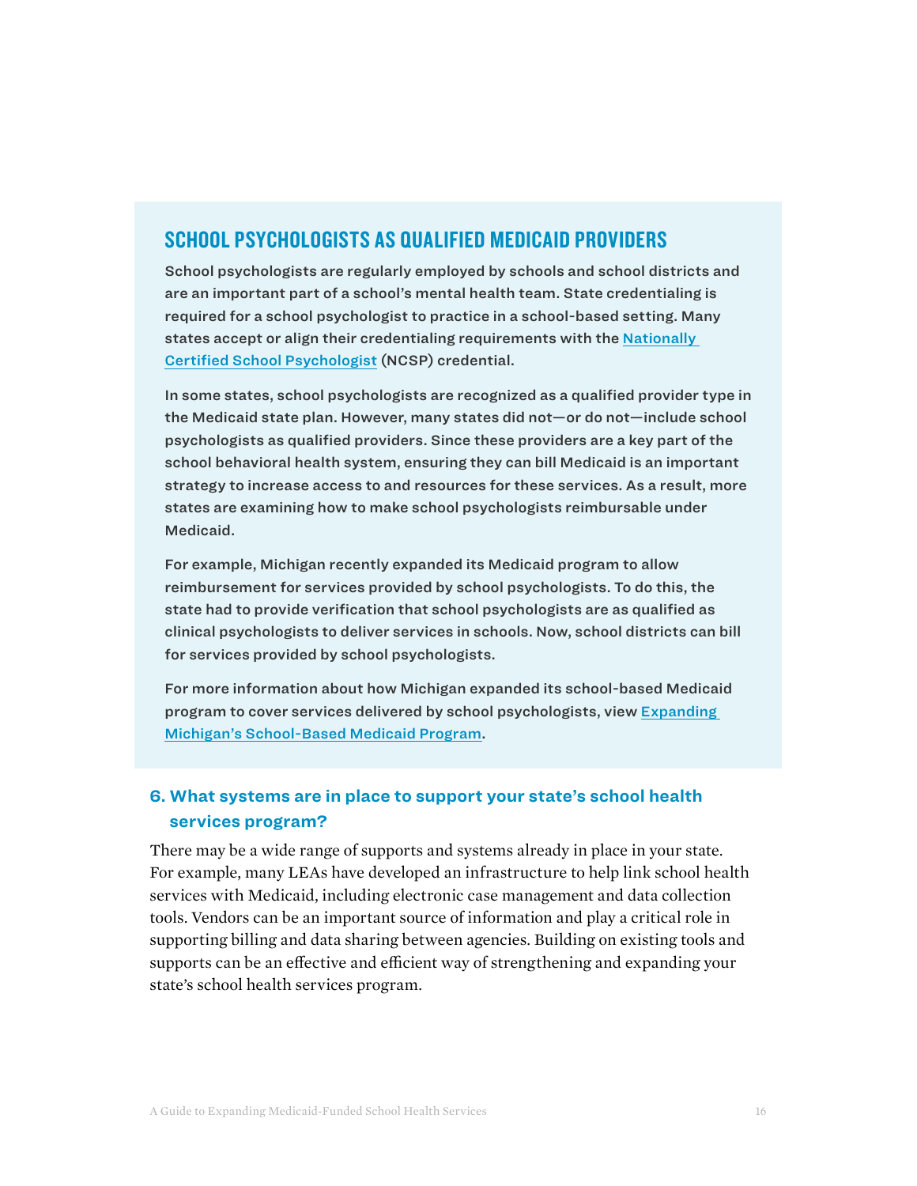## SCHOOL PSYCHOLOGISTS AS QUALIFIED MEDICAID PROVIDERS

**School psychologists are regularly employed by schools and school districts and are an important part of a school's mental health team. State credentialing is required for a school psychologist to practice in a school-based setting. Many states accept or align their credentialing requirements with the Nationally Certified School Psychologist (NCSP) credential.**

**In some states, school psychologists are recognized as a qualified provider type in the Medicaid state plan. However, many states did not—or do not—include school psychologists as qualified providers. Since these providers are a key part of the school behavioral health system, ensuring they can bill Medicaid is an important strategy to increase access to and resources for these services. As a result, more states are examining how to make school psychologists reimbursable under Medicaid.**

**For example, Michigan recently expanded its Medicaid program to allow reimbursement for services provided by school psychologists. To do this, the state had to provide verification that school psychologists are as qualified as clinical psychologists to deliver services in schools. Now, school districts can bill for services provided by school psychologists.**

**For more information about how Michigan expanded its school-based Medicaid program to cover services delivered by school psychologists, view Expanding Michigan's School-Based Medicaid Program.**

### 6. What systems are in place to support your state's school health services program?

There may be a wide range of supports and systems already in place in your state. For example, many LEAs have developed an infrastructure to help link school health services with Medicaid, including electronic case management and data collection tools. Vendors can be an important source of information and play a critical role in supporting billing and data sharing between agencies. Building on existing tools and supports can be an effective and efficient way of strengthening and expanding your state's school health services program.